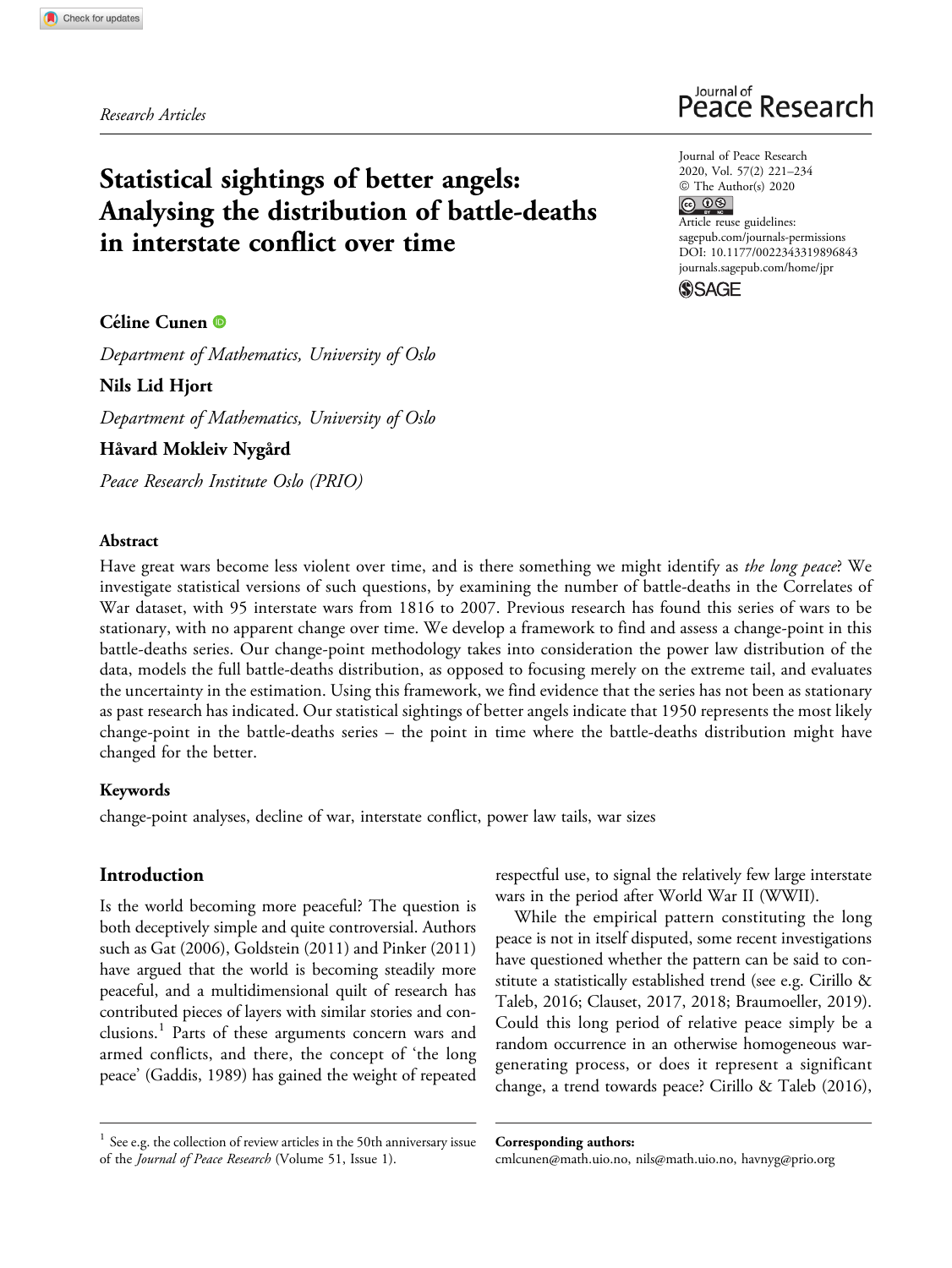Research Articles

# Statistical sightings of better angels: Analysing the distribution of battle-deaths in interstate conflict over time

Journal of Peace Research
2020, Vol. 57(2) 221–234
© The Author(s) 2020
Article reuse guidelines:
sagepub.com/journals-permissions
DOI: 10.1177/0022343319896843
journals.sagepub.com/home/jpr

**Céline Cunen**

*Department of Mathematics, University of Oslo*

**Nils Lid Hjort**

*Department of Mathematics, University of Oslo*

**Håvard Mokleiv Nygård**

*Peace Research Institute Oslo (PRIO)*

### Abstract

Have great wars become less violent over time, and is there something we might identify as *the long peace*? We investigate statistical versions of such questions, by examining the number of battle-deaths in the Correlates of War dataset, with 95 interstate wars from 1816 to 2007. Previous research has found this series of wars to be stationary, with no apparent change over time. We develop a framework to find and assess a change-point in this battle-deaths series. Our change-point methodology takes into consideration the power law distribution of the data, models the full battle-deaths distribution, as opposed to focusing merely on the extreme tail, and evaluates the uncertainty in the estimation. Using this framework, we find evidence that the series has not been as stationary as past research has indicated. Our statistical sightings of better angels indicate that 1950 represents the most likely change-point in the battle-deaths series – the point in time where the battle-deaths distribution might have changed for the better.

### Keywords

change-point analyses, decline of war, interstate conflict, power law tails, war sizes

## Introduction

Is the world becoming more peaceful? The question is both deceptively simple and quite controversial. Authors such as Gat (2006), Goldstein (2011) and Pinker (2011) have argued that the world is becoming steadily more peaceful, and a multidimensional quilt of research has contributed pieces of layers with similar stories and conclusions.[1] Parts of these arguments concern wars and armed conflicts, and there, the concept of 'the long peace' (Gaddis, 1989) has gained the weight of repeated respectful use, to signal the relatively few large interstate wars in the period after World War II (WWII).

While the empirical pattern constituting the long peace is not in itself disputed, some recent investigations have questioned whether the pattern can be said to constitute a statistically established trend (see e.g. Cirillo & Taleb, 2016; Clauset, 2017, 2018; Braumoeller, 2019). Could this long period of relative peace simply be a random occurrence in an otherwise homogeneous war-generating process, or does it represent a significant change, a trend towards peace? Cirillo & Taleb (2016),

[1] See e.g. the collection of review articles in the 50th anniversary issue of the *Journal of Peace Research* (Volume 51, Issue 1).

**Corresponding authors:**
cmlcunen@math.uio.no, nils@math.uio.no, havnyg@prio.org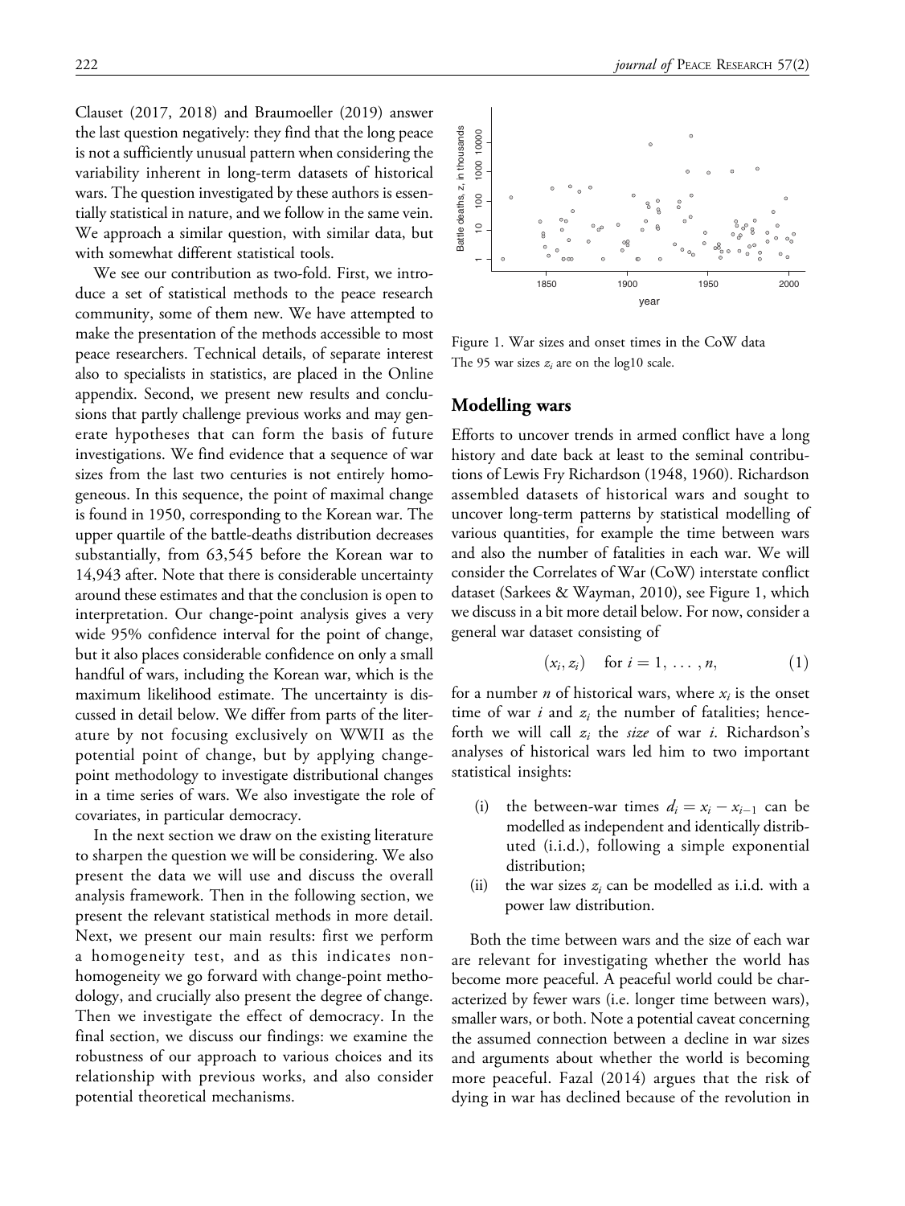Clauset (2017, 2018) and Braumoeller (2019) answer the last question negatively: they find that the long peace is not a sufficiently unusual pattern when considering the variability inherent in long-term datasets of historical wars. The question investigated by these authors is essentially statistical in nature, and we follow in the same vein. We approach a similar question, with similar data, but with somewhat different statistical tools.

We see our contribution as two-fold. First, we introduce a set of statistical methods to the peace research community, some of them new. We have attempted to make the presentation of the methods accessible to most peace researchers. Technical details, of separate interest also to specialists in statistics, are placed in the Online appendix. Second, we present new results and conclusions that partly challenge previous works and may generate hypotheses that can form the basis of future investigations. We find evidence that a sequence of war sizes from the last two centuries is not entirely homogeneous. In this sequence, the point of maximal change is found in 1950, corresponding to the Korean war. The upper quartile of the battle-deaths distribution decreases substantially, from 63,545 before the Korean war to 14,943 after. Note that there is considerable uncertainty around these estimates and that the conclusion is open to interpretation. Our change-point analysis gives a very wide 95% confidence interval for the point of change, but it also places considerable confidence on only a small handful of wars, including the Korean war, which is the maximum likelihood estimate. The uncertainty is discussed in detail below. We differ from parts of the literature by not focusing exclusively on WWII as the potential point of change, but by applying change-point methodology to investigate distributional changes in a time series of wars. We also investigate the role of covariates, in particular democracy.

In the next section we draw on the existing literature to sharpen the question we will be considering. We also present the data we will use and discuss the overall analysis framework. Then in the following section, we present the relevant statistical methods in more detail. Next, we present our main results: first we perform a homogeneity test, and as this indicates non-homogeneity we go forward with change-point methodology, and crucially also present the degree of change. Then we investigate the effect of democracy. In the final section, we discuss our findings: we examine the robustness of our approach to various choices and its relationship with previous works, and also consider potential theoretical mechanisms.

Battle deaths, z, in thousands

1 10 100 1000 10000

1850 1900 1950 2000

year

Figure 1. War sizes and onset times in the CoW data
The 95 war sizes $z_i$ are on the log10 scale.

## Modelling wars

Efforts to uncover trends in armed conflict have a long history and date back at least to the seminal contributions of Lewis Fry Richardson (1948, 1960). Richardson assembled datasets of historical wars and sought to uncover long-term patterns by statistical modelling of various quantities, for example the time between wars and also the number of fatalities in each war. We will consider the Correlates of War (CoW) interstate conflict dataset (Sarkees & Wayman, 2010), see Figure 1, which we discuss in a bit more detail below. For now, consider a general war dataset consisting of

$$(x_i, z_i) \quad \text{for } i = 1, \ldots, n, \tag{1}$$

for a number $n$ of historical wars, where $x_i$ is the onset time of war $i$ and $z_i$ the number of fatalities; henceforth we will call $z_i$ the *size* of war $i$. Richardson's analyses of historical wars led him to two important statistical insights:

(i) the between-war times $d_i = x_i - x_{i-1}$ can be modelled as independent and identically distributed (i.i.d.), following a simple exponential distribution;

(ii) the war sizes $z_i$ can be modelled as i.i.d. with a power law distribution.

Both the time between wars and the size of each war are relevant for investigating whether the world has become more peaceful. A peaceful world could be characterized by fewer wars (i.e. longer time between wars), smaller wars, or both. Note a potential caveat concerning the assumed connection between a decline in war sizes and arguments about whether the world is becoming more peaceful. Fazal (2014) argues that the risk of dying in war has declined because of the revolution in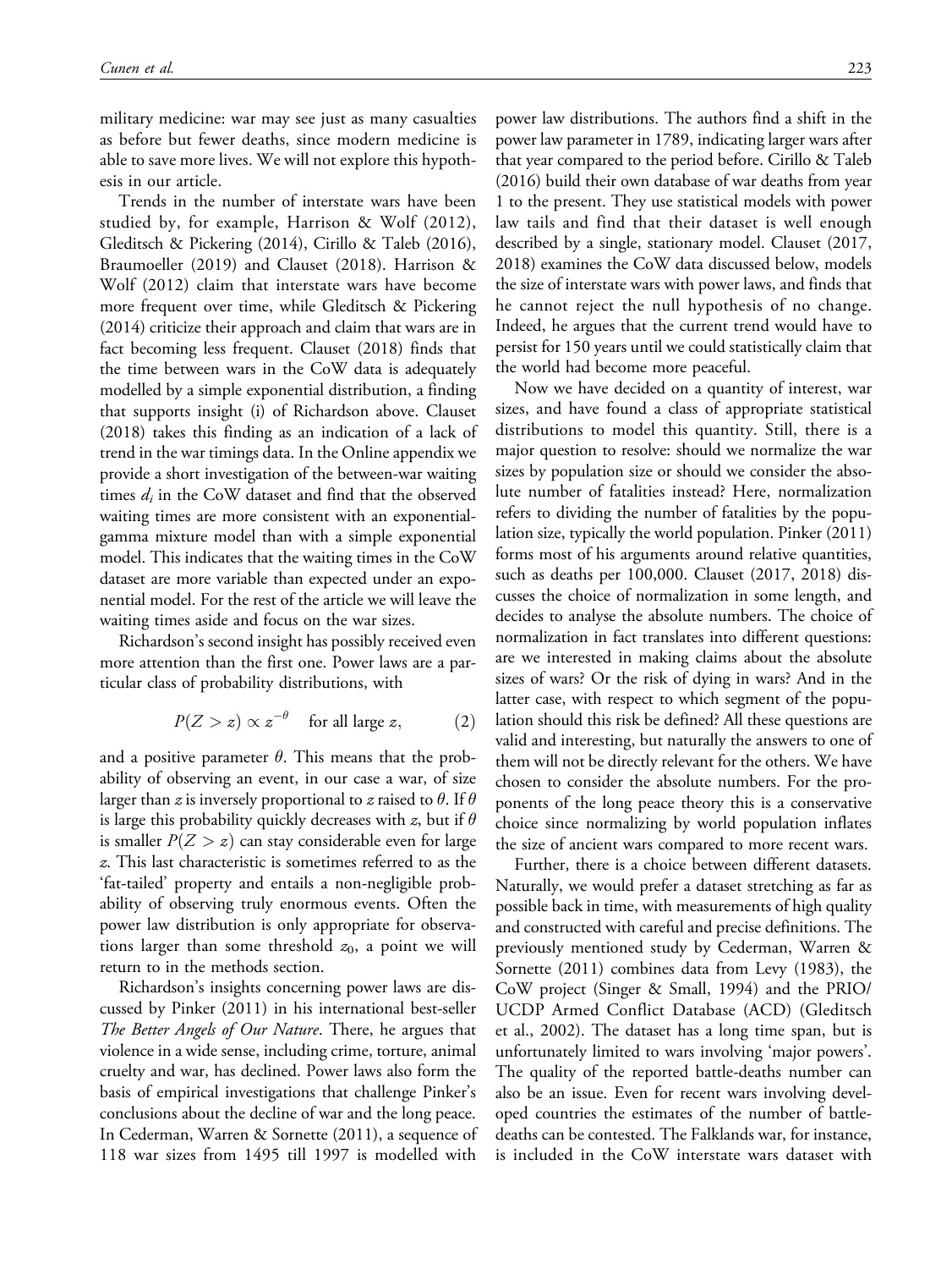military medicine: war may see just as many casualties as before but fewer deaths, since modern medicine is able to save more lives. We will not explore this hypothesis in our article.

Trends in the number of interstate wars have been studied by, for example, Harrison & Wolf (2012), Gleditsch & Pickering (2014), Cirillo & Taleb (2016), Braumoeller (2019) and Clauset (2018). Harrison & Wolf (2012) claim that interstate wars have become more frequent over time, while Gleditsch & Pickering (2014) criticize their approach and claim that wars are in fact becoming less frequent. Clauset (2018) finds that the time between wars in the CoW data is adequately modelled by a simple exponential distribution, a finding that supports insight (i) of Richardson above. Clauset (2018) takes this finding as an indication of a lack of trend in the war timings data. In the Online appendix we provide a short investigation of the between-war waiting times $d_i$ in the CoW dataset and find that the observed waiting times are more consistent with an exponential-gamma mixture model than with a simple exponential model. This indicates that the waiting times in the CoW dataset are more variable than expected under an exponential model. For the rest of the article we will leave the waiting times aside and focus on the war sizes.

Richardson's second insight has possibly received even more attention than the first one. Power laws are a particular class of probability distributions, with

$$P(Z > z) \propto z^{-\theta} \quad \text{for all large } z, \tag{2}$$

and a positive parameter $\theta$. This means that the probability of observing an event, in our case a war, of size larger than $z$ is inversely proportional to $z$ raised to $\theta$. If $\theta$ is large this probability quickly decreases with $z$, but if $\theta$ is smaller $P(Z > z)$ can stay considerable even for large $z$. This last characteristic is sometimes referred to as the 'fat-tailed' property and entails a non-negligible probability of observing truly enormous events. Often the power law distribution is only appropriate for observations larger than some threshold $z_0$, a point we will return to in the methods section.

Richardson's insights concerning power laws are discussed by Pinker (2011) in his international best-seller *The Better Angels of Our Nature*. There, he argues that violence in a wide sense, including crime, torture, animal cruelty and war, has declined. Power laws also form the basis of empirical investigations that challenge Pinker's conclusions about the decline of war and the long peace. In Cederman, Warren & Sornette (2011), a sequence of 118 war sizes from 1495 till 1997 is modelled with power law distributions. The authors find a shift in the power law parameter in 1789, indicating larger wars after that year compared to the period before. Cirillo & Taleb (2016) build their own database of war deaths from year 1 to the present. They use statistical models with power law tails and find that their dataset is well enough described by a single, stationary model. Clauset (2017, 2018) examines the CoW data discussed below, models the size of interstate wars with power laws, and finds that he cannot reject the null hypothesis of no change. Indeed, he argues that the current trend would have to persist for 150 years until we could statistically claim that the world had become more peaceful.

Now we have decided on a quantity of interest, war sizes, and have found a class of appropriate statistical distributions to model this quantity. Still, there is a major question to resolve: should we normalize the war sizes by population size or should we consider the absolute number of fatalities instead? Here, normalization refers to dividing the number of fatalities by the population size, typically the world population. Pinker (2011) forms most of his arguments around relative quantities, such as deaths per 100,000. Clauset (2017, 2018) discusses the choice of normalization in some length, and decides to analyse the absolute numbers. The choice of normalization in fact translates into different questions: are we interested in making claims about the absolute sizes of wars? Or the risk of dying in wars? And in the latter case, with respect to which segment of the population should this risk be defined? All these questions are valid and interesting, but naturally the answers to one of them will not be directly relevant for the others. We have chosen to consider the absolute numbers. For the proponents of the long peace theory this is a conservative choice since normalizing by world population inflates the size of ancient wars compared to more recent wars.

Further, there is a choice between different datasets. Naturally, we would prefer a dataset stretching as far as possible back in time, with measurements of high quality and constructed with careful and precise definitions. The previously mentioned study by Cederman, Warren & Sornette (2011) combines data from Levy (1983), the CoW project (Singer & Small, 1994) and the PRIO/UCDP Armed Conflict Database (ACD) (Gleditsch et al., 2002). The dataset has a long time span, but is unfortunately limited to wars involving 'major powers'. The quality of the reported battle-deaths number can also be an issue. Even for recent wars involving developed countries the estimates of the number of battle-deaths can be contested. The Falklands war, for instance, is included in the CoW interstate wars dataset with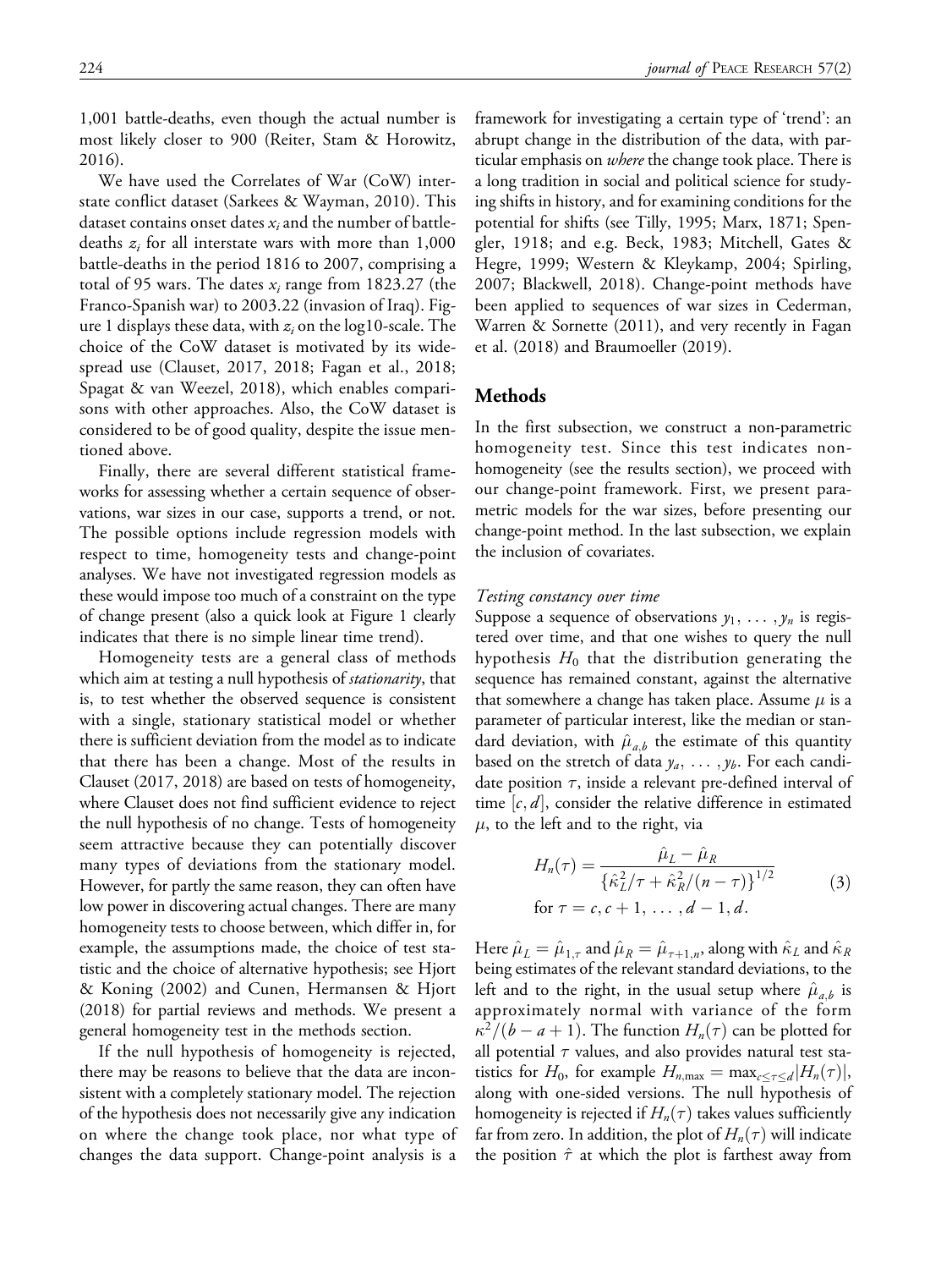1,001 battle-deaths, even though the actual number is most likely closer to 900 (Reiter, Stam & Horowitz, 2016).

We have used the Correlates of War (CoW) interstate conflict dataset (Sarkees & Wayman, 2010). This dataset contains onset dates $x_i$ and the number of battle-deaths $z_i$ for all interstate wars with more than 1,000 battle-deaths in the period 1816 to 2007, comprising a total of 95 wars. The dates $x_i$ range from 1823.27 (the Franco-Spanish war) to 2003.22 (invasion of Iraq). Figure 1 displays these data, with $z_i$ on the log10-scale. The choice of the CoW dataset is motivated by its widespread use (Clauset, 2017, 2018; Fagan et al., 2018; Spagat & van Weezel, 2018), which enables comparisons with other approaches. Also, the CoW dataset is considered to be of good quality, despite the issue mentioned above.

Finally, there are several different statistical frameworks for assessing whether a certain sequence of observations, war sizes in our case, supports a trend, or not. The possible options include regression models with respect to time, homogeneity tests and change-point analyses. We have not investigated regression models as these would impose too much of a constraint on the type of change present (also a quick look at Figure 1 clearly indicates that there is no simple linear time trend).

Homogeneity tests are a general class of methods which aim at testing a null hypothesis of *stationarity*, that is, to test whether the observed sequence is consistent with a single, stationary statistical model or whether there is sufficient deviation from the model as to indicate that there has been a change. Most of the results in Clauset (2017, 2018) are based on tests of homogeneity, where Clauset does not find sufficient evidence to reject the null hypothesis of no change. Tests of homogeneity seem attractive because they can potentially discover many types of deviations from the stationary model. However, for partly the same reason, they can often have low power in discovering actual changes. There are many homogeneity tests to choose between, which differ in, for example, the assumptions made, the choice of test statistic and the choice of alternative hypothesis; see Hjort & Koning (2002) and Cunen, Hermansen & Hjort (2018) for partial reviews and methods. We present a general homogeneity test in the methods section.

If the null hypothesis of homogeneity is rejected, there may be reasons to believe that the data are inconsistent with a completely stationary model. The rejection of the hypothesis does not necessarily give any indication on where the change took place, nor what type of changes the data support. Change-point analysis is a framework for investigating a certain type of 'trend': an abrupt change in the distribution of the data, with particular emphasis on *where* the change took place. There is a long tradition in social and political science for studying shifts in history, and for examining conditions for the potential for shifts (see Tilly, 1995; Marx, 1871; Spengler, 1918; and e.g. Beck, 1983; Mitchell, Gates & Hegre, 1999; Western & Kleykamp, 2004; Spirling, 2007; Blackwell, 2018). Change-point methods have been applied to sequences of war sizes in Cederman, Warren & Sornette (2011), and very recently in Fagan et al. (2018) and Braumoeller (2019).

## Methods

In the first subsection, we construct a non-parametric homogeneity test. Since this test indicates non-homogeneity (see the results section), we proceed with our change-point framework. First, we present parametric models for the war sizes, before presenting our change-point method. In the last subsection, we explain the inclusion of covariates.

### *Testing constancy over time*

Suppose a sequence of observations $y_1, \ldots, y_n$ is registered over time, and that one wishes to query the null hypothesis $H_0$ that the distribution generating the sequence has remained constant, against the alternative that somewhere a change has taken place. Assume $\mu$ is a parameter of particular interest, like the median or standard deviation, with $\hat{\mu}_{a,b}$ the estimate of this quantity based on the stretch of data $y_a, \ldots, y_b$. For each candidate position $\tau$, inside a relevant pre-defined interval of time $[c, d]$, consider the relative difference in estimated $\mu$, to the left and to the right, via

$$H_n(\tau) = \frac{\hat{\mu}_L - \hat{\mu}_R}{\{\hat{\kappa}_L^2/\tau + \hat{\kappa}_R^2/(n-\tau)\}^{1/2}} \quad (3)$$
$$\text{for } \tau = c, c+1, \ldots, d-1, d.$$

Here $\hat{\mu}_L = \hat{\mu}_{1,\tau}$ and $\hat{\mu}_R = \hat{\mu}_{\tau+1,n}$, along with $\hat{\kappa}_L$ and $\hat{\kappa}_R$ being estimates of the relevant standard deviations, to the left and to the right, in the usual setup where $\hat{\mu}_{a,b}$ is approximately normal with variance of the form $\kappa^2/(b-a+1)$. The function $H_n(\tau)$ can be plotted for all potential $\tau$ values, and also provides natural test statistics for $H_0$, for example $H_{n,\max} = \max_{c \le \tau \le d} |H_n(\tau)|$, along with one-sided versions. The null hypothesis of homogeneity is rejected if $H_n(\tau)$ takes values sufficiently far from zero. In addition, the plot of $H_n(\tau)$ will indicate the position $\hat{\tau}$ at which the plot is farthest away from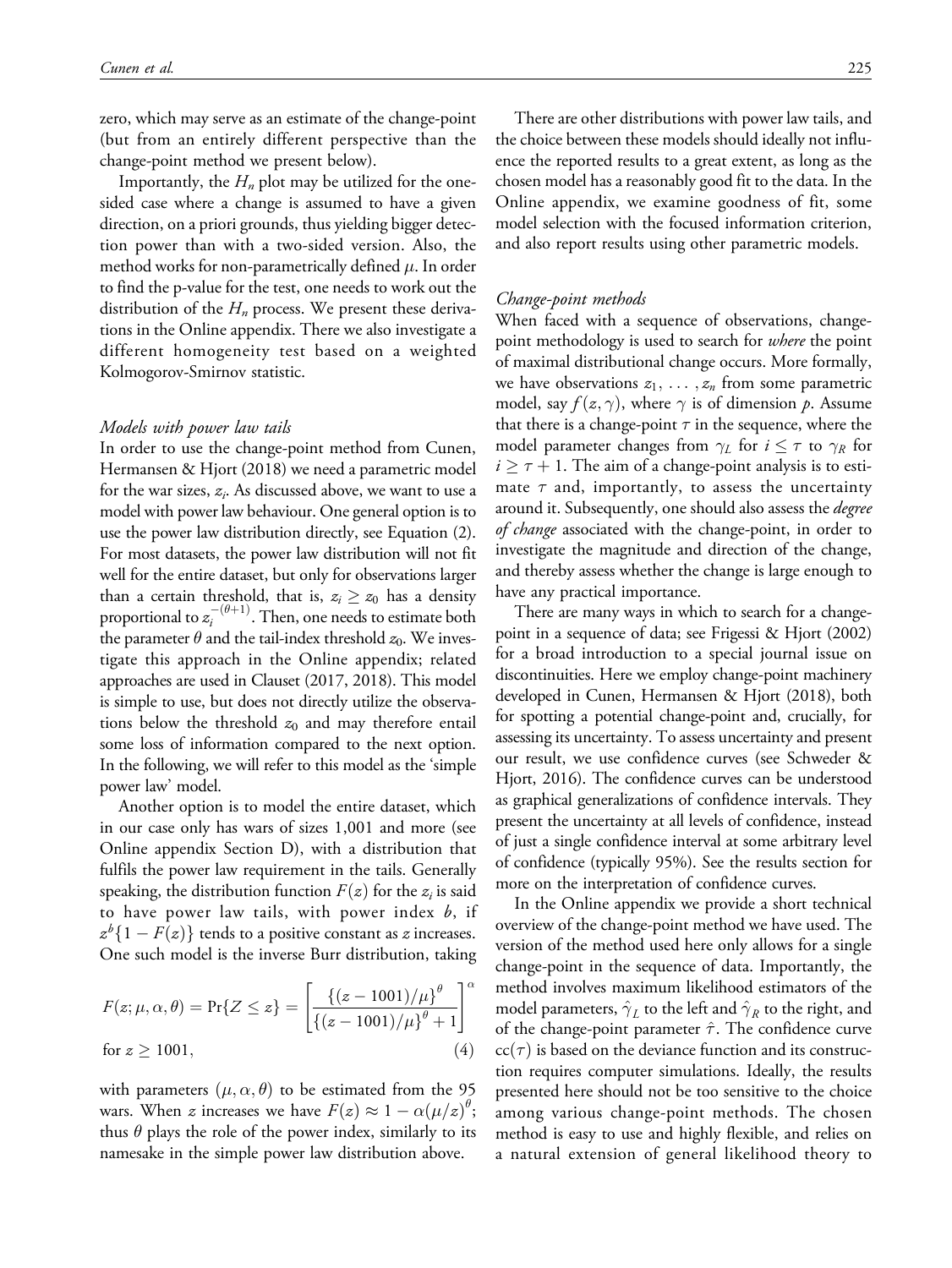zero, which may serve as an estimate of the change-point (but from an entirely different perspective than the change-point method we present below).

Importantly, the $H_n$ plot may be utilized for the one-sided case where a change is assumed to have a given direction, on a priori grounds, thus yielding bigger detection power than with a two-sided version. Also, the method works for non-parametrically defined $\mu$. In order to find the p-value for the test, one needs to work out the distribution of the $H_n$ process. We present these derivations in the Online appendix. There we also investigate a different homogeneity test based on a weighted Kolmogorov-Smirnov statistic.

### *Models with power law tails*

In order to use the change-point method from Cunen, Hermansen & Hjort (2018) we need a parametric model for the war sizes, $z_i$. As discussed above, we want to use a model with power law behaviour. One general option is to use the power law distribution directly, see Equation (2). For most datasets, the power law distribution will not fit well for the entire dataset, but only for observations larger than a certain threshold, that is, $z_i \geq z_0$ has a density proportional to $z_i^{-(\theta+1)}$. Then, one needs to estimate both the parameter $\theta$ and the tail-index threshold $z_0$. We investigate this approach in the Online appendix; related approaches are used in Clauset (2017, 2018). This model is simple to use, but does not directly utilize the observations below the threshold $z_0$ and may therefore entail some loss of information compared to the next option. In the following, we will refer to this model as the 'simple power law' model.

Another option is to model the entire dataset, which in our case only has wars of sizes 1,001 and more (see Online appendix Section D), with a distribution that fulfils the power law requirement in the tails. Generally speaking, the distribution function $F(z)$ for the $z_i$ is said to have power law tails, with power index $b$, if $z^b\{1 - F(z)\}$ tends to a positive constant as $z$ increases. One such model is the inverse Burr distribution, taking

$$F(z;\mu,\alpha,\theta) = \Pr\{Z \leq z\} = \left[\frac{\{(z-1001)/\mu\}^\theta}{\{(z-1001)/\mu\}^\theta + 1}\right]^\alpha \quad \text{for } z \geq 1001, \tag{4}$$

with parameters $(\mu, \alpha, \theta)$ to be estimated from the 95 wars. When $z$ increases we have $F(z) \approx 1 - \alpha(\mu/z)^\theta$; thus $\theta$ plays the role of the power index, similarly to its namesake in the simple power law distribution above.

There are other distributions with power law tails, and the choice between these models should ideally not influence the reported results to a great extent, as long as the chosen model has a reasonably good fit to the data. In the Online appendix, we examine goodness of fit, some model selection with the focused information criterion, and also report results using other parametric models.

### *Change-point methods*

When faced with a sequence of observations, change-point methodology is used to search for *where* the point of maximal distributional change occurs. More formally, we have observations $z_1, \ldots, z_n$ from some parametric model, say $f(z, \gamma)$, where $\gamma$ is of dimension $p$. Assume that there is a change-point $\tau$ in the sequence, where the model parameter changes from $\gamma_L$ for $i \leq \tau$ to $\gamma_R$ for $i \geq \tau + 1$. The aim of a change-point analysis is to estimate $\tau$ and, importantly, to assess the uncertainty around it. Subsequently, one should also assess the *degree of change* associated with the change-point, in order to investigate the magnitude and direction of the change, and thereby assess whether the change is large enough to have any practical importance.

There are many ways in which to search for a change-point in a sequence of data; see Frigessi & Hjort (2002) for a broad introduction to a special journal issue on discontinuities. Here we employ change-point machinery developed in Cunen, Hermansen & Hjort (2018), both for spotting a potential change-point and, crucially, for assessing its uncertainty. To assess uncertainty and present our result, we use confidence curves (see Schweder & Hjort, 2016). The confidence curves can be understood as graphical generalizations of confidence intervals. They present the uncertainty at all levels of confidence, instead of just a single confidence interval at some arbitrary level of confidence (typically 95%). See the results section for more on the interpretation of confidence curves.

In the Online appendix we provide a short technical overview of the change-point method we have used. The version of the method used here only allows for a single change-point in the sequence of data. Importantly, the method involves maximum likelihood estimators of the model parameters, $\hat{\gamma}_L$ to the left and $\hat{\gamma}_R$ to the right, and of the change-point parameter $\hat{\tau}$. The confidence curve $\mathrm{cc}(\tau)$ is based on the deviance function and its construction requires computer simulations. Ideally, the results presented here should not be too sensitive to the choice among various change-point methods. The chosen method is easy to use and highly flexible, and relies on a natural extension of general likelihood theory to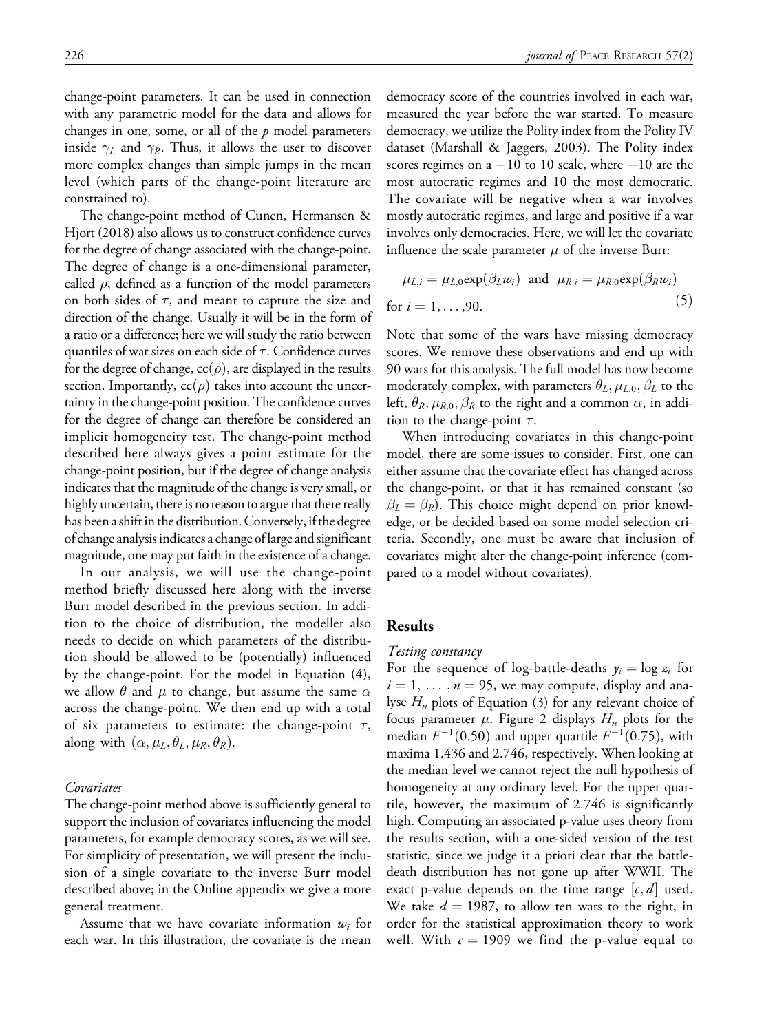change-point parameters. It can be used in connection with any parametric model for the data and allows for changes in one, some, or all of the $p$ model parameters inside $\gamma_L$ and $\gamma_R$. Thus, it allows the user to discover more complex changes than simple jumps in the mean level (which parts of the change-point literature are constrained to).

The change-point method of Cunen, Hermansen & Hjort (2018) also allows us to construct confidence curves for the degree of change associated with the change-point. The degree of change is a one-dimensional parameter, called $\rho$, defined as a function of the model parameters on both sides of $\tau$, and meant to capture the size and direction of the change. Usually it will be in the form of a ratio or a difference; here we will study the ratio between quantiles of war sizes on each side of $\tau$. Confidence curves for the degree of change, $\mathrm{cc}(\rho)$, are displayed in the results section. Importantly, $\mathrm{cc}(\rho)$ takes into account the uncertainty in the change-point position. The confidence curves for the degree of change can therefore be considered an implicit homogeneity test. The change-point method described here always gives a point estimate for the change-point position, but if the degree of change analysis indicates that the magnitude of the change is very small, or highly uncertain, there is no reason to argue that there really has been a shift in the distribution. Conversely, if the degree of change analysis indicates a change of large and significant magnitude, one may put faith in the existence of a change.

In our analysis, we will use the change-point method briefly discussed here along with the inverse Burr model described in the previous section. In addition to the choice of distribution, the modeller also needs to decide on which parameters of the distribution should be allowed to be (potentially) influenced by the change-point. For the model in Equation (4), we allow $\theta$ and $\mu$ to change, but assume the same $\alpha$ across the change-point. We then end up with a total of six parameters to estimate: the change-point $\tau$, along with $(\alpha, \mu_L, \theta_L, \mu_R, \theta_R)$.

*Covariates*

The change-point method above is sufficiently general to support the inclusion of covariates influencing the model parameters, for example democracy scores, as we will see. For simplicity of presentation, we will present the inclusion of a single covariate to the inverse Burr model described above; in the Online appendix we give a more general treatment.

Assume that we have covariate information $w_i$ for each war. In this illustration, the covariate is the mean democracy score of the countries involved in each war, measured the year before the war started. To measure democracy, we utilize the Polity index from the Polity IV dataset (Marshall & Jaggers, 2003). The Polity index scores regimes on a $-10$ to 10 scale, where $-10$ are the most autocratic regimes and 10 the most democratic. The covariate will be negative when a war involves mostly autocratic regimes, and large and positive if a war involves only democracies. Here, we will let the covariate influence the scale parameter $\mu$ of the inverse Burr:

$$\mu_{L,i} = \mu_{L,0}\exp(\beta_L w_i) \quad \text{and} \quad \mu_{R,i} = \mu_{R,0}\exp(\beta_R w_i) \quad \text{for } i = 1, \ldots, 90. \tag{5}$$

Note that some of the wars have missing democracy scores. We remove these observations and end up with 90 wars for this analysis. The full model has now become moderately complex, with parameters $\theta_L, \mu_{L,0}, \beta_L$ to the left, $\theta_R, \mu_{R,0}, \beta_R$ to the right and a common $\alpha$, in addition to the change-point $\tau$.

When introducing covariates in this change-point model, there are some issues to consider. First, one can either assume that the covariate effect has changed across the change-point, or that it has remained constant (so $\beta_L = \beta_R$). This choice might depend on prior knowledge, or be decided based on some model selection criteria. Secondly, one must be aware that inclusion of covariates might alter the change-point inference (compared to a model without covariates).

## Results

*Testing constancy*

For the sequence of log-battle-deaths $y_i = \log z_i$ for $i = 1, \ldots, n = 95$, we may compute, display and analyse $H_n$ plots of Equation (3) for any relevant choice of focus parameter $\mu$. Figure 2 displays $H_n$ plots for the median $F^{-1}(0.50)$ and upper quartile $F^{-1}(0.75)$, with maxima 1.436 and 2.746, respectively. When looking at the median level we cannot reject the null hypothesis of homogeneity at any ordinary level. For the upper quartile, however, the maximum of 2.746 is significantly high. Computing an associated p-value uses theory from the results section, with a one-sided version of the test statistic, since we judge it a priori clear that the battle-death distribution has not gone up after WWII. The exact p-value depends on the time range $[c, d]$ used. We take $d = 1987$, to allow ten wars to the right, in order for the statistical approximation theory to work well. With $c = 1909$ we find the p-value equal to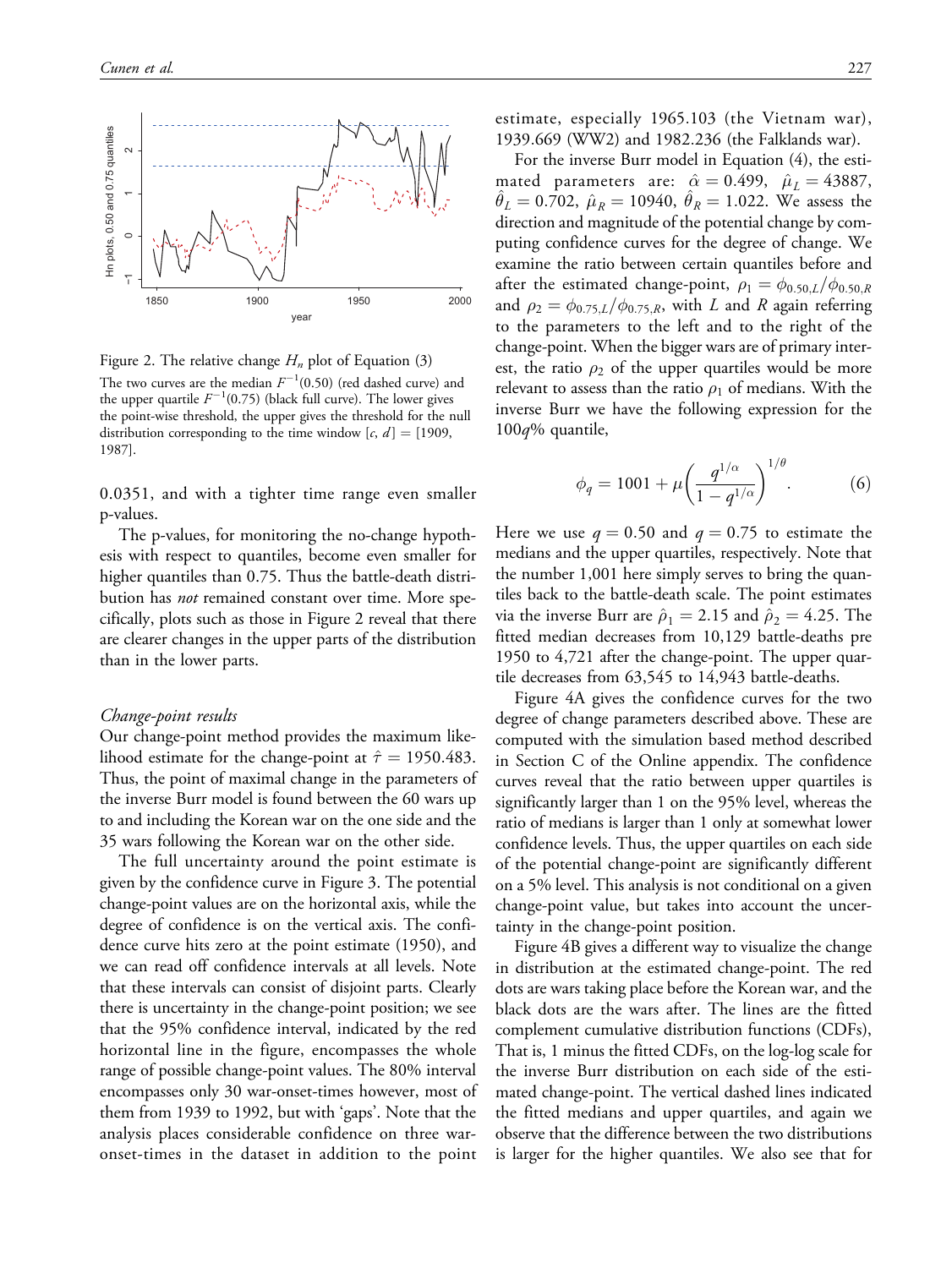Figure 2. The relative change $H_n$ plot of Equation (3)

The two curves are the median $F^{-1}(0.50)$ (red dashed curve) and the upper quartile $F^{-1}(0.75)$ (black full curve). The lower gives the point-wise threshold, the upper gives the threshold for the null distribution corresponding to the time window $[c, d] = [1909, 1987]$.

0.0351, and with a tighter time range even smaller p-values.

The p-values, for monitoring the no-change hypothesis with respect to quantiles, become even smaller for higher quantiles than 0.75. Thus the battle-death distribution has *not* remained constant over time. More specifically, plots such as those in Figure 2 reveal that there are clearer changes in the upper parts of the distribution than in the lower parts.

### *Change-point results*

Our change-point method provides the maximum likelihood estimate for the change-point at $\hat{\tau} = 1950.483$. Thus, the point of maximal change in the parameters of the inverse Burr model is found between the 60 wars up to and including the Korean war on the one side and the 35 wars following the Korean war on the other side.

The full uncertainty around the point estimate is given by the confidence curve in Figure 3. The potential change-point values are on the horizontal axis, while the degree of confidence is on the vertical axis. The confidence curve hits zero at the point estimate (1950), and we can read off confidence intervals at all levels. Note that these intervals can consist of disjoint parts. Clearly there is uncertainty in the change-point position; we see that the 95% confidence interval, indicated by the red horizontal line in the figure, encompasses the whole range of possible change-point values. The 80% interval encompasses only 30 war-onset-times however, most of them from 1939 to 1992, but with 'gaps'. Note that the analysis places considerable confidence on three war-onset-times in the dataset in addition to the point estimate, especially 1965.103 (the Vietnam war), 1939.669 (WW2) and 1982.236 (the Falklands war).

For the inverse Burr model in Equation (4), the estimated parameters are: $\hat{\alpha} = 0.499$, $\hat{\mu}_L = 43887$, $\hat{\theta}_L = 0.702$, $\hat{\mu}_R = 10940$, $\hat{\theta}_R = 1.022$. We assess the direction and magnitude of the potential change by computing confidence curves for the degree of change. We examine the ratio between certain quantiles before and after the estimated change-point, $\rho_1 = \phi_{0.50,L}/\phi_{0.50,R}$ and $\rho_2 = \phi_{0.75,L}/\phi_{0.75,R}$, with $L$ and $R$ again referring to the parameters to the left and to the right of the change-point. When the bigger wars are of primary interest, the ratio $\rho_2$ of the upper quartiles would be more relevant to assess than the ratio $\rho_1$ of medians. With the inverse Burr we have the following expression for the $100q$% quantile,

$$\phi_q = 1001 + \mu\left(\frac{q^{1/\alpha}}{1 - q^{1/\alpha}}\right)^{1/\theta}. \qquad (6)$$

Here we use $q = 0.50$ and $q = 0.75$ to estimate the medians and the upper quartiles, respectively. Note that the number 1,001 here simply serves to bring the quantiles back to the battle-death scale. The point estimates via the inverse Burr are $\hat{\rho}_1 = 2.15$ and $\hat{\rho}_2 = 4.25$. The fitted median decreases from 10,129 battle-deaths pre 1950 to 4,721 after the change-point. The upper quartile decreases from 63,545 to 14,943 battle-deaths.

Figure 4A gives the confidence curves for the two degree of change parameters described above. These are computed with the simulation based method described in Section C of the Online appendix. The confidence curves reveal that the ratio between upper quartiles is significantly larger than 1 on the 95% level, whereas the ratio of medians is larger than 1 only at somewhat lower confidence levels. Thus, the upper quartiles on each side of the potential change-point are significantly different on a 5% level. This analysis is not conditional on a given change-point value, but takes into account the uncertainty in the change-point position.

Figure 4B gives a different way to visualize the change in distribution at the estimated change-point. The red dots are wars taking place before the Korean war, and the black dots are the wars after. The lines are the fitted complement cumulative distribution functions (CDFs), That is, 1 minus the fitted CDFs, on the log-log scale for the inverse Burr distribution on each side of the estimated change-point. The vertical dashed lines indicated the fitted medians and upper quartiles, and again we observe that the difference between the two distributions is larger for the higher quantiles. We also see that for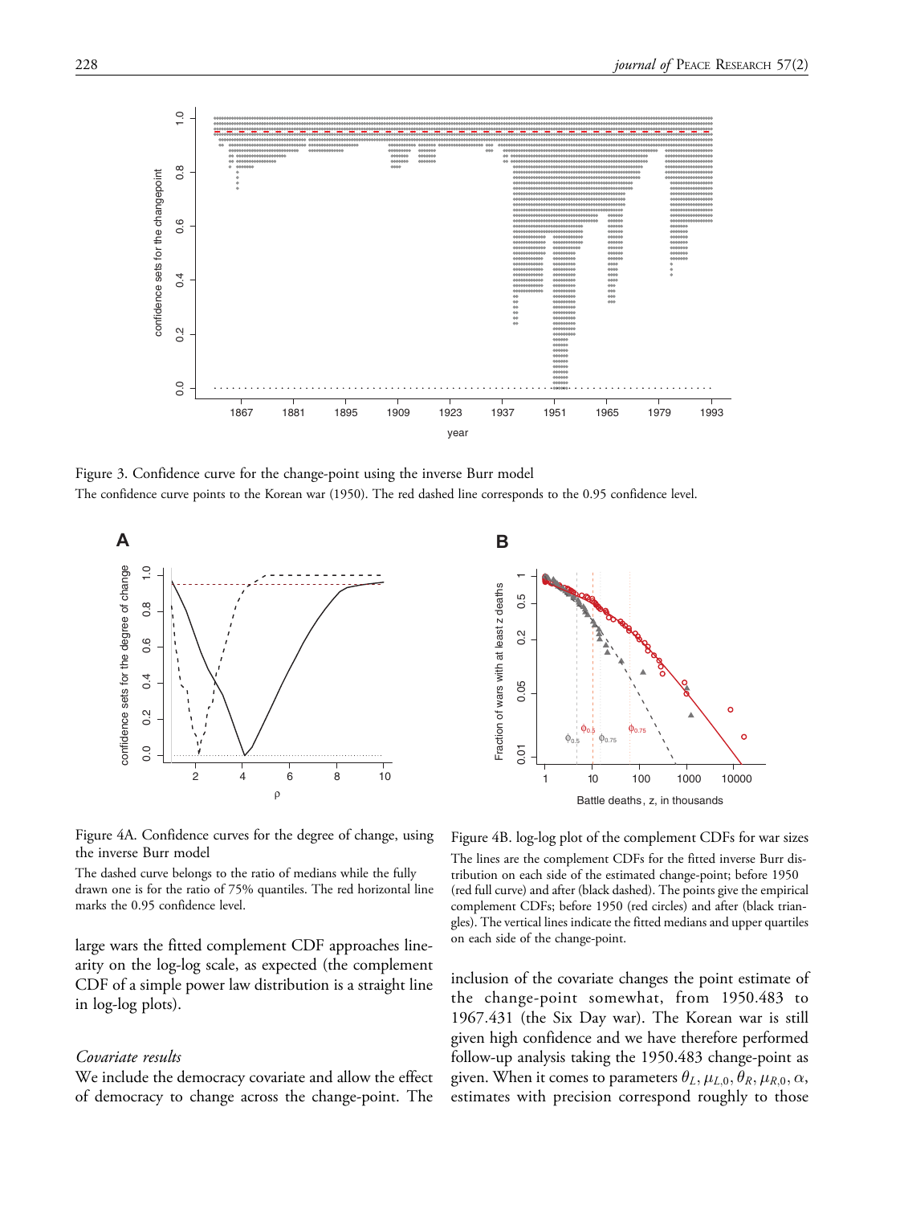Figure 3. Confidence curve for the change-point using the inverse Burr model

The confidence curve points to the Korean war (1950). The red dashed line corresponds to the 0.95 confidence level.

Figure 4A. Confidence curves for the degree of change, using the inverse Burr model

The dashed curve belongs to the ratio of medians while the fully drawn one is for the ratio of 75% quantiles. The red horizontal line marks the 0.95 confidence level.

Figure 4B. log-log plot of the complement CDFs for war sizes

The lines are the complement CDFs for the fitted inverse Burr distribution on each side of the estimated change-point; before 1950 (red full curve) and after (black dashed). The points give the empirical complement CDFs; before 1950 (red circles) and after (black triangles). The vertical lines indicate the fitted medians and upper quartiles on each side of the change-point.

large wars the fitted complement CDF approaches linearity on the log-log scale, as expected (the complement CDF of a simple power law distribution is a straight line in log-log plots).

### *Covariate results*

We include the democracy covariate and allow the effect of democracy to change across the change-point. The inclusion of the covariate changes the point estimate of the change-point somewhat, from 1950.483 to 1967.431 (the Six Day war). The Korean war is still given high confidence and we have therefore performed follow-up analysis taking the 1950.483 change-point as given. When it comes to parameters $\theta_L, \mu_{L,0}, \theta_R, \mu_{R,0}, \alpha$, estimates with precision correspond roughly to those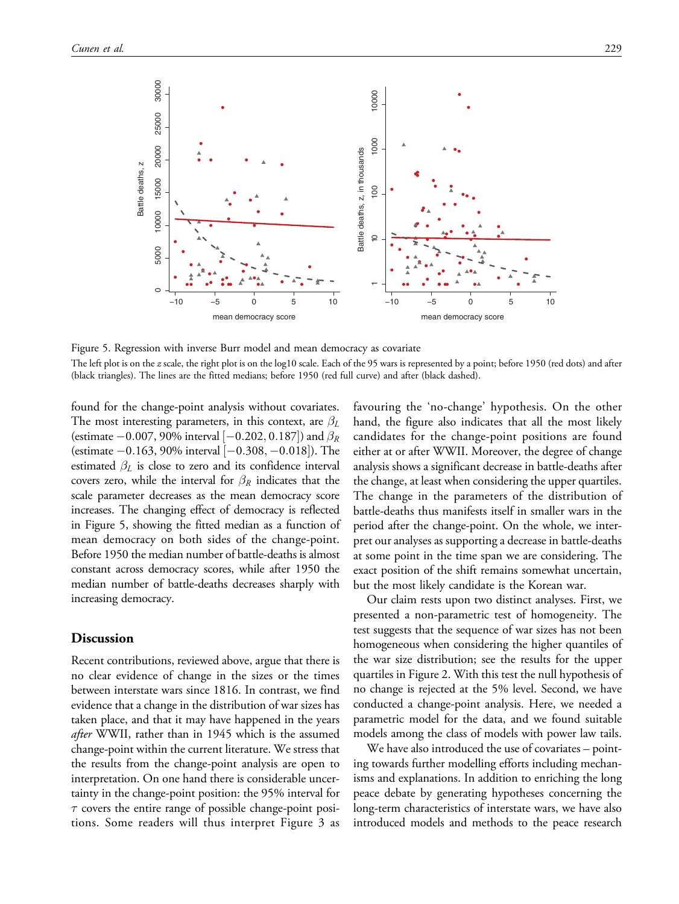Figure 5. Regression with inverse Burr model and mean democracy as covariate

The left plot is on the $z$ scale, the right plot is on the log10 scale. Each of the 95 wars is represented by a point; before 1950 (red dots) and after (black triangles). The lines are the fitted medians; before 1950 (red full curve) and after (black dashed).

found for the change-point analysis without covariates. The most interesting parameters, in this context, are $\beta_L$ (estimate $-0.007$, 90% interval $[-0.202, 0.187]$) and $\beta_R$ (estimate $-0.163$, 90% interval $[-0.308, -0.018]$). The estimated $\beta_L$ is close to zero and its confidence interval covers zero, while the interval for $\beta_R$ indicates that the scale parameter decreases as the mean democracy score increases. The changing effect of democracy is reflected in Figure 5, showing the fitted median as a function of mean democracy on both sides of the change-point. Before 1950 the median number of battle-deaths is almost constant across democracy scores, while after 1950 the median number of battle-deaths decreases sharply with increasing democracy.

## Discussion

Recent contributions, reviewed above, argue that there is no clear evidence of change in the sizes or the times between interstate wars since 1816. In contrast, we find evidence that a change in the distribution of war sizes has taken place, and that it may have happened in the years *after* WWII, rather than in 1945 which is the assumed change-point within the current literature. We stress that the results from the change-point analysis are open to interpretation. On one hand there is considerable uncertainty in the change-point position: the 95% interval for $\tau$ covers the entire range of possible change-point positions. Some readers will thus interpret Figure 3 as favouring the 'no-change' hypothesis. On the other hand, the figure also indicates that all the most likely candidates for the change-point positions are found either at or after WWII. Moreover, the degree of change analysis shows a significant decrease in battle-deaths after the change, at least when considering the upper quartiles. The change in the parameters of the distribution of battle-deaths thus manifests itself in smaller wars in the period after the change-point. On the whole, we interpret our analyses as supporting a decrease in battle-deaths at some point in the time span we are considering. The exact position of the shift remains somewhat uncertain, but the most likely candidate is the Korean war.

Our claim rests upon two distinct analyses. First, we presented a non-parametric test of homogeneity. The test suggests that the sequence of war sizes has not been homogeneous when considering the higher quantiles of the war size distribution; see the results for the upper quartiles in Figure 2. With this test the null hypothesis of no change is rejected at the 5% level. Second, we have conducted a change-point analysis. Here, we needed a parametric model for the data, and we found suitable models among the class of models with power law tails.

We have also introduced the use of covariates – pointing towards further modelling efforts including mechanisms and explanations. In addition to enriching the long peace debate by generating hypotheses concerning the long-term characteristics of interstate wars, we have also introduced models and methods to the peace research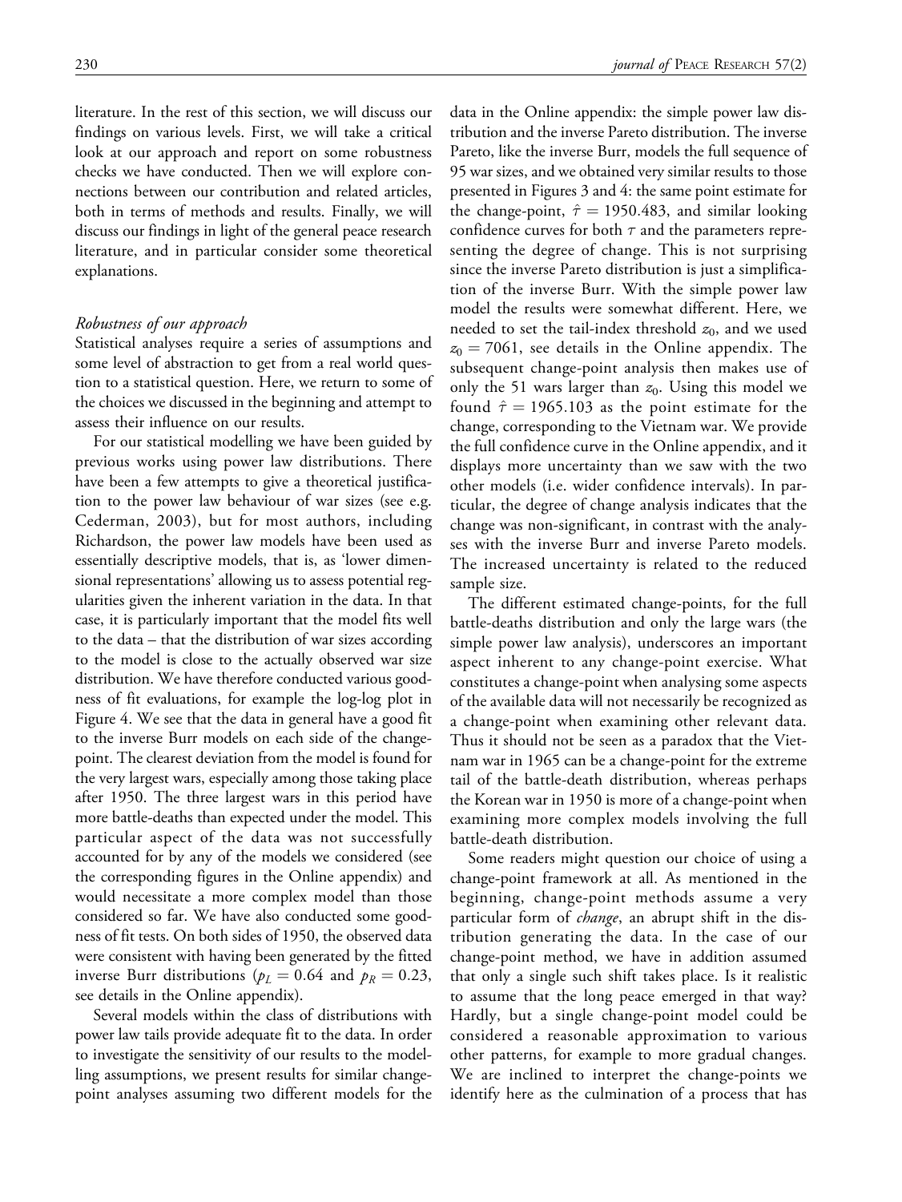literature. In the rest of this section, we will discuss our findings on various levels. First, we will take a critical look at our approach and report on some robustness checks we have conducted. Then we will explore connections between our contribution and related articles, both in terms of methods and results. Finally, we will discuss our findings in light of the general peace research literature, and in particular consider some theoretical explanations.

### *Robustness of our approach*

Statistical analyses require a series of assumptions and some level of abstraction to get from a real world question to a statistical question. Here, we return to some of the choices we discussed in the beginning and attempt to assess their influence on our results.

For our statistical modelling we have been guided by previous works using power law distributions. There have been a few attempts to give a theoretical justification to the power law behaviour of war sizes (see e.g. Cederman, 2003), but for most authors, including Richardson, the power law models have been used as essentially descriptive models, that is, as 'lower dimensional representations' allowing us to assess potential regularities given the inherent variation in the data. In that case, it is particularly important that the model fits well to the data – that the distribution of war sizes according to the model is close to the actually observed war size distribution. We have therefore conducted various goodness of fit evaluations, for example the log-log plot in Figure 4. We see that the data in general have a good fit to the inverse Burr models on each side of the change-point. The clearest deviation from the model is found for the very largest wars, especially among those taking place after 1950. The three largest wars in this period have more battle-deaths than expected under the model. This particular aspect of the data was not successfully accounted for by any of the models we considered (see the corresponding figures in the Online appendix) and would necessitate a more complex model than those considered so far. We have also conducted some goodness of fit tests. On both sides of 1950, the observed data were consistent with having been generated by the fitted inverse Burr distributions ($p_L = 0.64$ and $p_R = 0.23$, see details in the Online appendix).

Several models within the class of distributions with power law tails provide adequate fit to the data. In order to investigate the sensitivity of our results to the modelling assumptions, we present results for similar change-point analyses assuming two different models for the data in the Online appendix: the simple power law distribution and the inverse Pareto distribution. The inverse Pareto, like the inverse Burr, models the full sequence of 95 war sizes, and we obtained very similar results to those presented in Figures 3 and 4: the same point estimate for the change-point, $\hat{\tau} = 1950.483$, and similar looking confidence curves for both $\tau$ and the parameters representing the degree of change. This is not surprising since the inverse Pareto distribution is just a simplification of the inverse Burr. With the simple power law model the results were somewhat different. Here, we needed to set the tail-index threshold $z_0$, and we used $z_0 = 7061$, see details in the Online appendix. The subsequent change-point analysis then makes use of only the 51 wars larger than $z_0$. Using this model we found $\hat{\tau} = 1965.103$ as the point estimate for the change, corresponding to the Vietnam war. We provide the full confidence curve in the Online appendix, and it displays more uncertainty than we saw with the two other models (i.e. wider confidence intervals). In particular, the degree of change analysis indicates that the change was non-significant, in contrast with the analyses with the inverse Burr and inverse Pareto models. The increased uncertainty is related to the reduced sample size.

The different estimated change-points, for the full battle-deaths distribution and only the large wars (the simple power law analysis), underscores an important aspect inherent to any change-point exercise. What constitutes a change-point when analysing some aspects of the available data will not necessarily be recognized as a change-point when examining other relevant data. Thus it should not be seen as a paradox that the Vietnam war in 1965 can be a change-point for the extreme tail of the battle-death distribution, whereas perhaps the Korean war in 1950 is more of a change-point when examining more complex models involving the full battle-death distribution.

Some readers might question our choice of using a change-point framework at all. As mentioned in the beginning, change-point methods assume a very particular form of *change*, an abrupt shift in the distribution generating the data. In the case of our change-point method, we have in addition assumed that only a single such shift takes place. Is it realistic to assume that the long peace emerged in that way? Hardly, but a single change-point model could be considered a reasonable approximation to various other patterns, for example to more gradual changes. We are inclined to interpret the change-points we identify here as the culmination of a process that has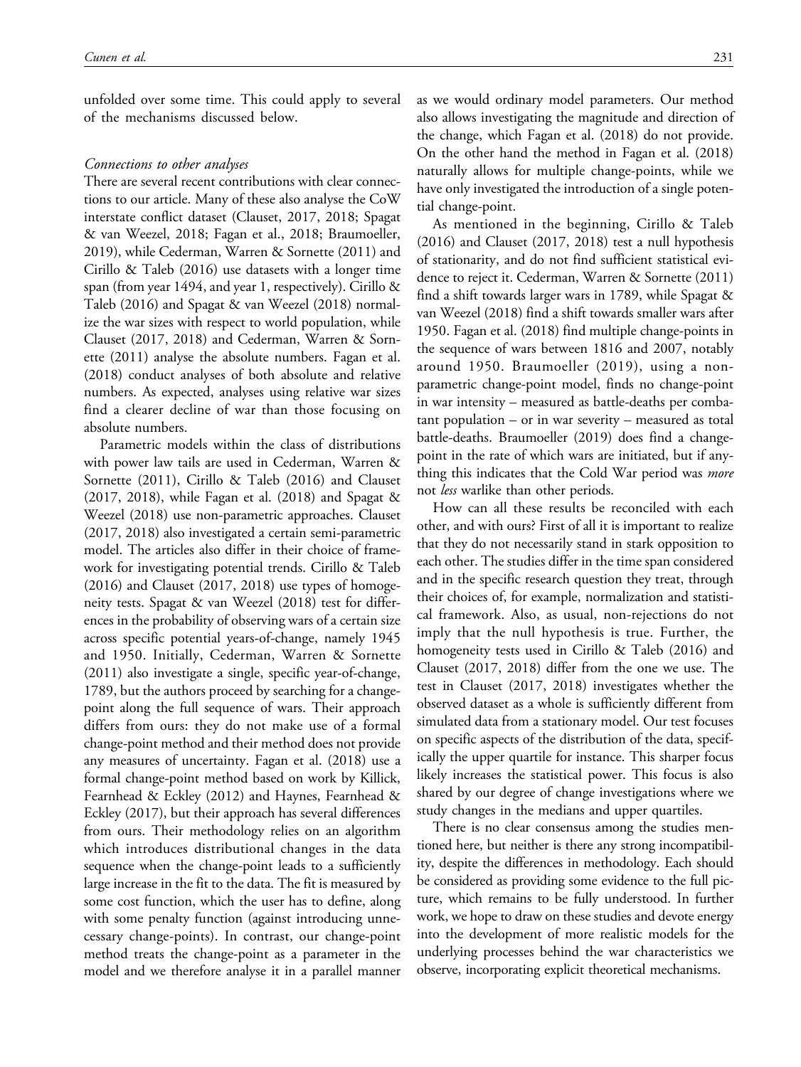unfolded over some time. This could apply to several of the mechanisms discussed below.

*Connections to other analyses*

There are several recent contributions with clear connections to our article. Many of these also analyse the CoW interstate conflict dataset (Clauset, 2017, 2018; Spagat & van Weezel, 2018; Fagan et al., 2018; Braumoeller, 2019), while Cederman, Warren & Sornette (2011) and Cirillo & Taleb (2016) use datasets with a longer time span (from year 1494, and year 1, respectively). Cirillo & Taleb (2016) and Spagat & van Weezel (2018) normalize the war sizes with respect to world population, while Clauset (2017, 2018) and Cederman, Warren & Sornette (2011) analyse the absolute numbers. Fagan et al. (2018) conduct analyses of both absolute and relative numbers. As expected, analyses using relative war sizes find a clearer decline of war than those focusing on absolute numbers.

Parametric models within the class of distributions with power law tails are used in Cederman, Warren & Sornette (2011), Cirillo & Taleb (2016) and Clauset (2017, 2018), while Fagan et al. (2018) and Spagat & Weezel (2018) use non-parametric approaches. Clauset (2017, 2018) also investigated a certain semi-parametric model. The articles also differ in their choice of framework for investigating potential trends. Cirillo & Taleb (2016) and Clauset (2017, 2018) use types of homogeneity tests. Spagat & van Weezel (2018) test for differences in the probability of observing wars of a certain size across specific potential years-of-change, namely 1945 and 1950. Initially, Cederman, Warren & Sornette (2011) also investigate a single, specific year-of-change, 1789, but the authors proceed by searching for a change-point along the full sequence of wars. Their approach differs from ours: they do not make use of a formal change-point method and their method does not provide any measures of uncertainty. Fagan et al. (2018) use a formal change-point method based on work by Killick, Fearnhead & Eckley (2012) and Haynes, Fearnhead & Eckley (2017), but their approach has several differences from ours. Their methodology relies on an algorithm which introduces distributional changes in the data sequence when the change-point leads to a sufficiently large increase in the fit to the data. The fit is measured by some cost function, which the user has to define, along with some penalty function (against introducing unnecessary change-points). In contrast, our change-point method treats the change-point as a parameter in the model and we therefore analyse it in a parallel manner as we would ordinary model parameters. Our method also allows investigating the magnitude and direction of the change, which Fagan et al. (2018) do not provide. On the other hand the method in Fagan et al. (2018) naturally allows for multiple change-points, while we have only investigated the introduction of a single potential change-point.

As mentioned in the beginning, Cirillo & Taleb (2016) and Clauset (2017, 2018) test a null hypothesis of stationarity, and do not find sufficient statistical evidence to reject it. Cederman, Warren & Sornette (2011) find a shift towards larger wars in 1789, while Spagat & van Weezel (2018) find a shift towards smaller wars after 1950. Fagan et al. (2018) find multiple change-points in the sequence of wars between 1816 and 2007, notably around 1950. Braumoeller (2019), using a non-parametric change-point model, finds no change-point in war intensity – measured as battle-deaths per combatant population – or in war severity – measured as total battle-deaths. Braumoeller (2019) does find a change-point in the rate of which wars are initiated, but if anything this indicates that the Cold War period was *more* not *less* warlike than other periods.

How can all these results be reconciled with each other, and with ours? First of all it is important to realize that they do not necessarily stand in stark opposition to each other. The studies differ in the time span considered and in the specific research question they treat, through their choices of, for example, normalization and statistical framework. Also, as usual, non-rejections do not imply that the null hypothesis is true. Further, the homogeneity tests used in Cirillo & Taleb (2016) and Clauset (2017, 2018) differ from the one we use. The test in Clauset (2017, 2018) investigates whether the observed dataset as a whole is sufficiently different from simulated data from a stationary model. Our test focuses on specific aspects of the distribution of the data, specifically the upper quartile for instance. This sharper focus likely increases the statistical power. This focus is also shared by our degree of change investigations where we study changes in the medians and upper quartiles.

There is no clear consensus among the studies mentioned here, but neither is there any strong incompatibility, despite the differences in methodology. Each should be considered as providing some evidence to the full picture, which remains to be fully understood. In further work, we hope to draw on these studies and devote energy into the development of more realistic models for the underlying processes behind the war characteristics we observe, incorporating explicit theoretical mechanisms.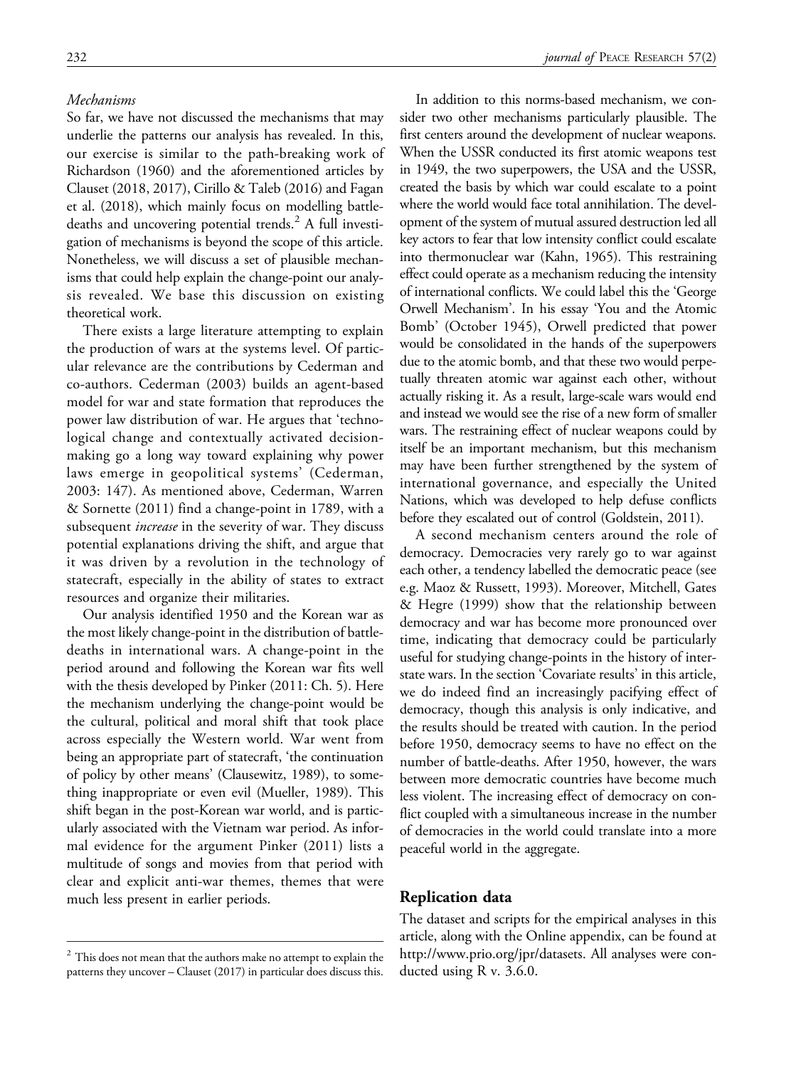*Mechanisms*

So far, we have not discussed the mechanisms that may underlie the patterns our analysis has revealed. In this, our exercise is similar to the path-breaking work of Richardson (1960) and the aforementioned articles by Clauset (2018, 2017), Cirillo & Taleb (2016) and Fagan et al. (2018), which mainly focus on modelling battle-deaths and uncovering potential trends.[2] A full investigation of mechanisms is beyond the scope of this article. Nonetheless, we will discuss a set of plausible mechanisms that could help explain the change-point our analysis revealed. We base this discussion on existing theoretical work.

There exists a large literature attempting to explain the production of wars at the systems level. Of particular relevance are the contributions by Cederman and co-authors. Cederman (2003) builds an agent-based model for war and state formation that reproduces the power law distribution of war. He argues that 'technological change and contextually activated decision-making go a long way toward explaining why power laws emerge in geopolitical systems' (Cederman, 2003: 147). As mentioned above, Cederman, Warren & Sornette (2011) find a change-point in 1789, with a subsequent *increase* in the severity of war. They discuss potential explanations driving the shift, and argue that it was driven by a revolution in the technology of statecraft, especially in the ability of states to extract resources and organize their militaries.

Our analysis identified 1950 and the Korean war as the most likely change-point in the distribution of battle-deaths in international wars. A change-point in the period around and following the Korean war fits well with the thesis developed by Pinker (2011: Ch. 5). Here the mechanism underlying the change-point would be the cultural, political and moral shift that took place across especially the Western world. War went from being an appropriate part of statecraft, 'the continuation of policy by other means' (Clausewitz, 1989), to something inappropriate or even evil (Mueller, 1989). This shift began in the post-Korean war world, and is particularly associated with the Vietnam war period. As informal evidence for the argument Pinker (2011) lists a multitude of songs and movies from that period with clear and explicit anti-war themes, themes that were much less present in earlier periods.

In addition to this norms-based mechanism, we consider two other mechanisms particularly plausible. The first centers around the development of nuclear weapons. When the USSR conducted its first atomic weapons test in 1949, the two superpowers, the USA and the USSR, created the basis by which war could escalate to a point where the world would face total annihilation. The development of the system of mutual assured destruction led all key actors to fear that low intensity conflict could escalate into thermonuclear war (Kahn, 1965). This restraining effect could operate as a mechanism reducing the intensity of international conflicts. We could label this the 'George Orwell Mechanism'. In his essay 'You and the Atomic Bomb' (October 1945), Orwell predicted that power would be consolidated in the hands of the superpowers due to the atomic bomb, and that these two would perpetually threaten atomic war against each other, without actually risking it. As a result, large-scale wars would end and instead we would see the rise of a new form of smaller wars. The restraining effect of nuclear weapons could by itself be an important mechanism, but this mechanism may have been further strengthened by the system of international governance, and especially the United Nations, which was developed to help defuse conflicts before they escalated out of control (Goldstein, 2011).

A second mechanism centers around the role of democracy. Democracies very rarely go to war against each other, a tendency labelled the democratic peace (see e.g. Maoz & Russett, 1993). Moreover, Mitchell, Gates & Hegre (1999) show that the relationship between democracy and war has become more pronounced over time, indicating that democracy could be particularly useful for studying change-points in the history of interstate wars. In the section 'Covariate results' in this article, we do indeed find an increasingly pacifying effect of democracy, though this analysis is only indicative, and the results should be treated with caution. In the period before 1950, democracy seems to have no effect on the number of battle-deaths. After 1950, however, the wars between more democratic countries have become much less violent. The increasing effect of democracy on conflict coupled with a simultaneous increase in the number of democracies in the world could translate into a more peaceful world in the aggregate.

## Replication data

The dataset and scripts for the empirical analyses in this article, along with the Online appendix, can be found at http://www.prio.org/jpr/datasets. All analyses were conducted using R v. 3.6.0.

[2] This does not mean that the authors make no attempt to explain the patterns they uncover – Clauset (2017) in particular does discuss this.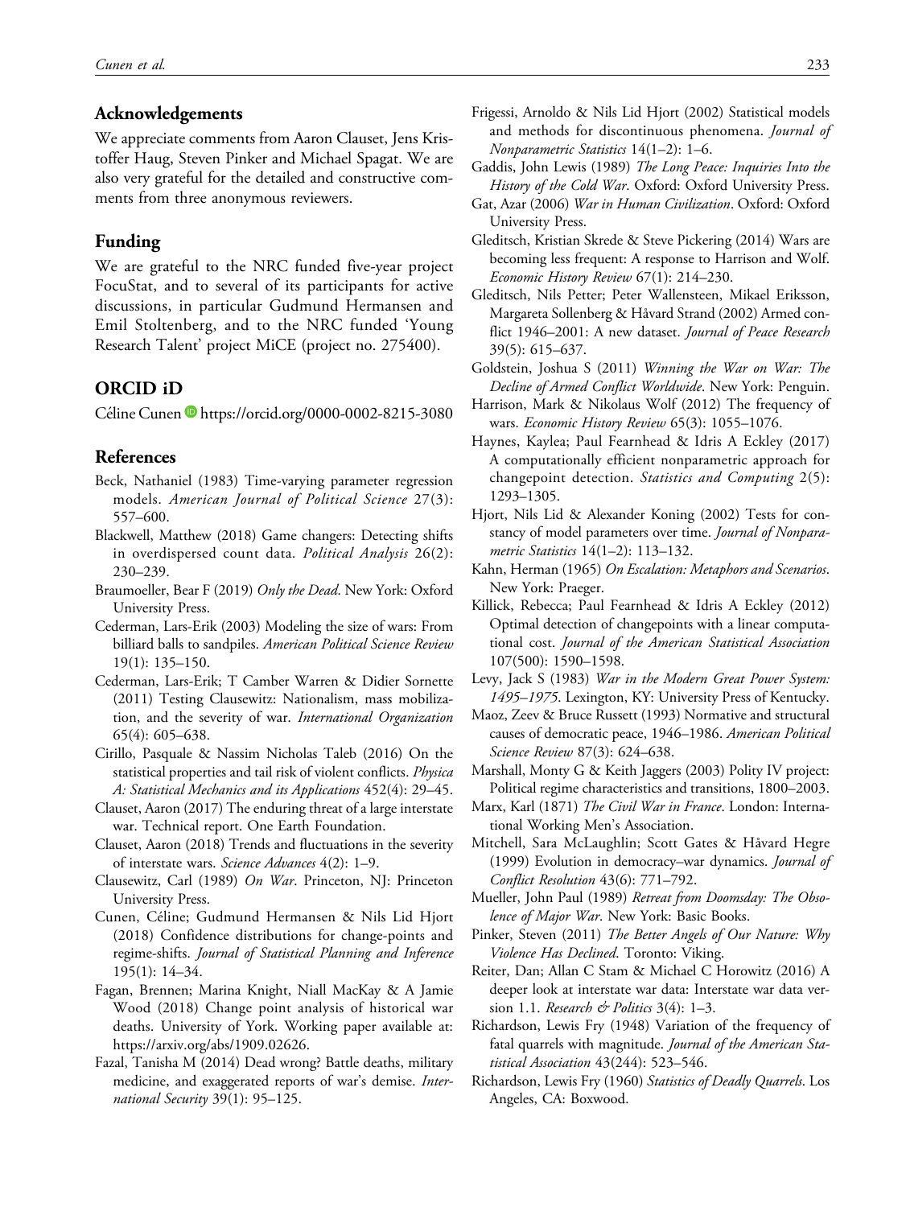## Acknowledgements

We appreciate comments from Aaron Clauset, Jens Kristoffer Haug, Steven Pinker and Michael Spagat. We are also very grateful for the detailed and constructive comments from three anonymous reviewers.

## Funding

We are grateful to the NRC funded five-year project FocuStat, and to several of its participants for active discussions, in particular Gudmund Hermansen and Emil Stoltenberg, and to the NRC funded 'Young Research Talent' project MiCE (project no. 275400).

## ORCID iD

Céline Cunen https://orcid.org/0000-0002-8215-3080

## References

Beck, Nathaniel (1983) Time-varying parameter regression models. *American Journal of Political Science* 27(3): 557–600.

Blackwell, Matthew (2018) Game changers: Detecting shifts in overdispersed count data. *Political Analysis* 26(2): 230–239.

Braumoeller, Bear F (2019) *Only the Dead*. New York: Oxford University Press.

Cederman, Lars-Erik (2003) Modeling the size of wars: From billiard balls to sandpiles. *American Political Science Review* 19(1): 135–150.

Cederman, Lars-Erik; T Camber Warren & Didier Sornette (2011) Testing Clausewitz: Nationalism, mass mobilization, and the severity of war. *International Organization* 65(4): 605–638.

Cirillo, Pasquale & Nassim Nicholas Taleb (2016) On the statistical properties and tail risk of violent conflicts. *Physica A: Statistical Mechanics and its Applications* 452(4): 29–45.

Clauset, Aaron (2017) The enduring threat of a large interstate war. Technical report. One Earth Foundation.

Clauset, Aaron (2018) Trends and fluctuations in the severity of interstate wars. *Science Advances* 4(2): 1–9.

Clausewitz, Carl (1989) *On War*. Princeton, NJ: Princeton University Press.

Cunen, Céline; Gudmund Hermansen & Nils Lid Hjort (2018) Confidence distributions for change-points and regime-shifts. *Journal of Statistical Planning and Inference* 195(1): 14–34.

Fagan, Brennen; Marina Knight, Niall MacKay & A Jamie Wood (2018) Change point analysis of historical war deaths. University of York. Working paper available at: https://arxiv.org/abs/1909.02626.

Fazal, Tanisha M (2014) Dead wrong? Battle deaths, military medicine, and exaggerated reports of war's demise. *International Security* 39(1): 95–125.

Frigessi, Arnoldo & Nils Lid Hjort (2002) Statistical models and methods for discontinuous phenomena. *Journal of Nonparametric Statistics* 14(1–2): 1–6.

Gaddis, John Lewis (1989) *The Long Peace: Inquiries Into the History of the Cold War*. Oxford: Oxford University Press.

Gat, Azar (2006) *War in Human Civilization*. Oxford: Oxford University Press.

Gleditsch, Kristian Skrede & Steve Pickering (2014) Wars are becoming less frequent: A response to Harrison and Wolf. *Economic History Review* 67(1): 214–230.

Gleditsch, Nils Petter; Peter Wallensteen, Mikael Eriksson, Margareta Sollenberg & Håvard Strand (2002) Armed conflict 1946–2001: A new dataset. *Journal of Peace Research* 39(5): 615–637.

Goldstein, Joshua S (2011) *Winning the War on War: The Decline of Armed Conflict Worldwide*. New York: Penguin.

Harrison, Mark & Nikolaus Wolf (2012) The frequency of wars. *Economic History Review* 65(3): 1055–1076.

Haynes, Kaylea; Paul Fearnhead & Idris A Eckley (2017) A computationally efficient nonparametric approach for changepoint detection. *Statistics and Computing* 2(5): 1293–1305.

Hjort, Nils Lid & Alexander Koning (2002) Tests for constancy of model parameters over time. *Journal of Nonparametric Statistics* 14(1–2): 113–132.

Kahn, Herman (1965) *On Escalation: Metaphors and Scenarios*. New York: Praeger.

Killick, Rebecca; Paul Fearnhead & Idris A Eckley (2012) Optimal detection of changepoints with a linear computational cost. *Journal of the American Statistical Association* 107(500): 1590–1598.

Levy, Jack S (1983) *War in the Modern Great Power System: 1495–1975*. Lexington, KY: University Press of Kentucky.

Maoz, Zeev & Bruce Russett (1993) Normative and structural causes of democratic peace, 1946–1986. *American Political Science Review* 87(3): 624–638.

Marshall, Monty G & Keith Jaggers (2003) Polity IV project: Political regime characteristics and transitions, 1800–2003.

Marx, Karl (1871) *The Civil War in France*. London: International Working Men's Association.

Mitchell, Sara McLaughlin; Scott Gates & Håvard Hegre (1999) Evolution in democracy–war dynamics. *Journal of Conflict Resolution* 43(6): 771–792.

Mueller, John Paul (1989) *Retreat from Doomsday: The Obsolence of Major War*. New York: Basic Books.

Pinker, Steven (2011) *The Better Angels of Our Nature: Why Violence Has Declined*. Toronto: Viking.

Reiter, Dan; Allan C Stam & Michael C Horowitz (2016) A deeper look at interstate war data: Interstate war data version 1.1. *Research & Politics* 3(4): 1–3.

Richardson, Lewis Fry (1948) Variation of the frequency of fatal quarrels with magnitude. *Journal of the American Statistical Association* 43(244): 523–546.

Richardson, Lewis Fry (1960) *Statistics of Deadly Quarrels*. Los Angeles, CA: Boxwood.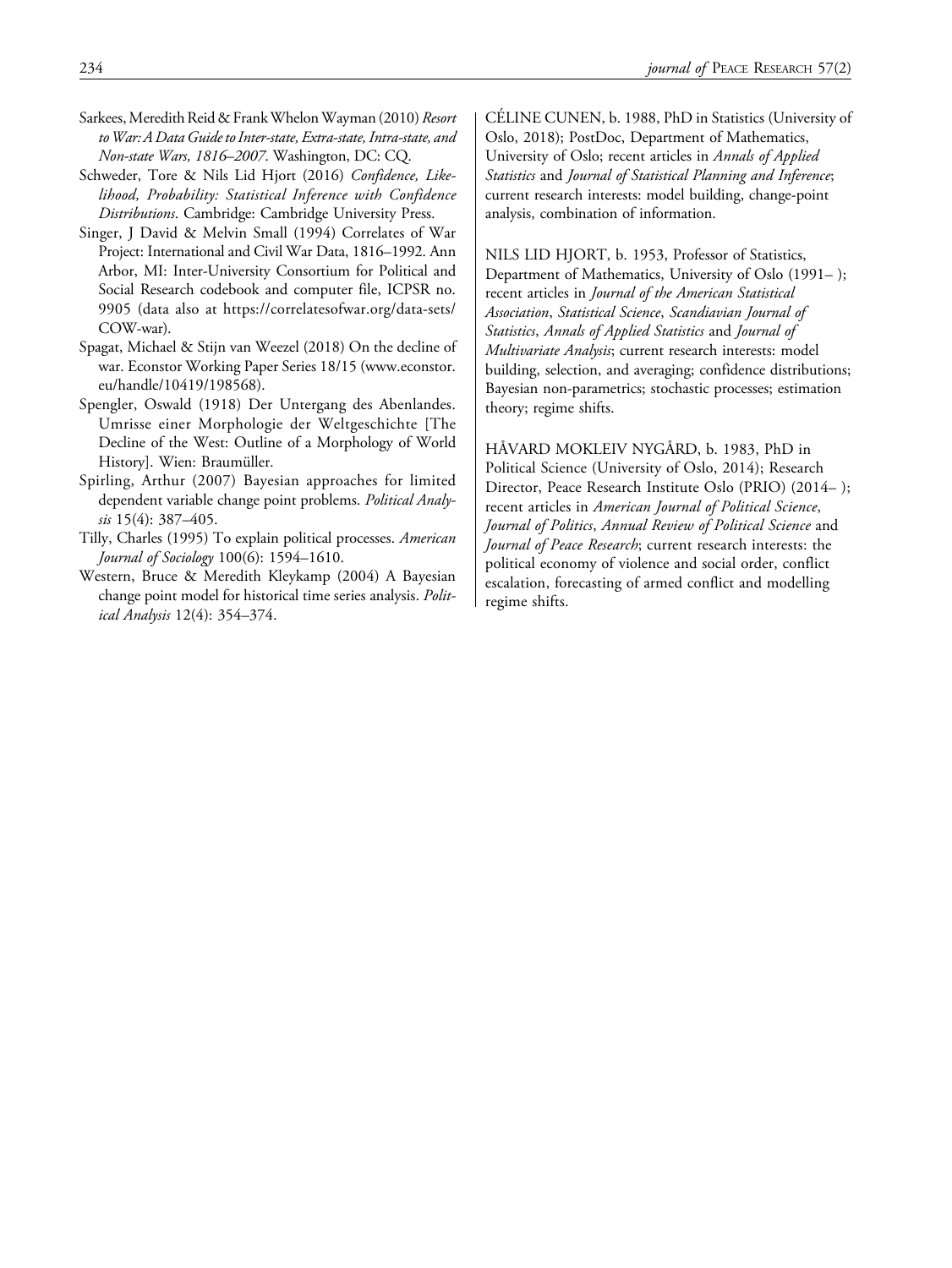Sarkees, Meredith Reid & Frank Whelon Wayman (2010) *Resort to War: A Data Guide to Inter-state, Extra-state, Intra-state, and Non-state Wars, 1816–2007*. Washington, DC: CQ.

Schweder, Tore & Nils Lid Hjort (2016) *Confidence, Likelihood, Probability: Statistical Inference with Confidence Distributions*. Cambridge: Cambridge University Press.

Singer, J David & Melvin Small (1994) Correlates of War Project: International and Civil War Data, 1816–1992. Ann Arbor, MI: Inter-University Consortium for Political and Social Research codebook and computer file, ICPSR no. 9905 (data also at https://correlatesofwar.org/data-sets/COW-war).

Spagat, Michael & Stijn van Weezel (2018) On the decline of war. Econstor Working Paper Series 18/15 (www.econstor.eu/handle/10419/198568).

Spengler, Oswald (1918) Der Untergang des Abenlandes. Umrisse einer Morphologie der Weltgeschichte [The Decline of the West: Outline of a Morphology of World History]. Wien: Braumüller.

Spirling, Arthur (2007) Bayesian approaches for limited dependent variable change point problems. *Political Analysis* 15(4): 387–405.

Tilly, Charles (1995) To explain political processes. *American Journal of Sociology* 100(6): 1594–1610.

Western, Bruce & Meredith Kleykamp (2004) A Bayesian change point model for historical time series analysis. *Political Analysis* 12(4): 354–374.

CÉLINE CUNEN, b. 1988, PhD in Statistics (University of Oslo, 2018); PostDoc, Department of Mathematics, University of Oslo; recent articles in *Annals of Applied Statistics* and *Journal of Statistical Planning and Inference*; current research interests: model building, change-point analysis, combination of information.

NILS LID HJORT, b. 1953, Professor of Statistics, Department of Mathematics, University of Oslo (1991– ); recent articles in *Journal of the American Statistical Association*, *Statistical Science*, *Scandiavian Journal of Statistics*, *Annals of Applied Statistics* and *Journal of Multivariate Analysis*; current research interests: model building, selection, and averaging; confidence distributions; Bayesian non-parametrics; stochastic processes; estimation theory; regime shifts.

HÅVARD MOKLEIV NYGÅRD, b. 1983, PhD in Political Science (University of Oslo, 2014); Research Director, Peace Research Institute Oslo (PRIO) (2014– ); recent articles in *American Journal of Political Science*, *Journal of Politics*, *Annual Review of Political Science* and *Journal of Peace Research*; current research interests: the political economy of violence and social order, conflict escalation, forecasting of armed conflict and modelling regime shifts.